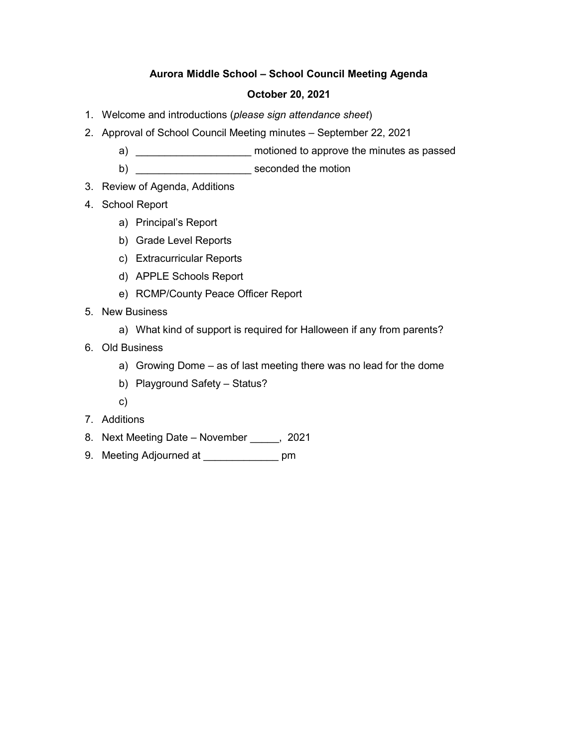**Aurora Middle School – School Council Meeting Agenda**

**October 20, 2021**

1. Welcome and introductions (*please sign attendance sheet*)
2. Approval of School Council Meeting minutes – September 22, 2021
   a) ____________________ motioned to approve the minutes as passed
   b) ____________________ seconded the motion
3. Review of Agenda, Additions
4. School Report
   a) Principal's Report
   b) Grade Level Reports
   c) Extracurricular Reports
   d) APPLE Schools Report
   e) RCMP/County Peace Officer Report
5. New Business
   a) What kind of support is required for Halloween if any from parents?
6. Old Business
   a) Growing Dome – as of last meeting there was no lead for the dome
   b) Playground Safety – Status?
   c)
7. Additions
8. Next Meeting Date – November _____, 2021
9. Meeting Adjourned at _____________ pm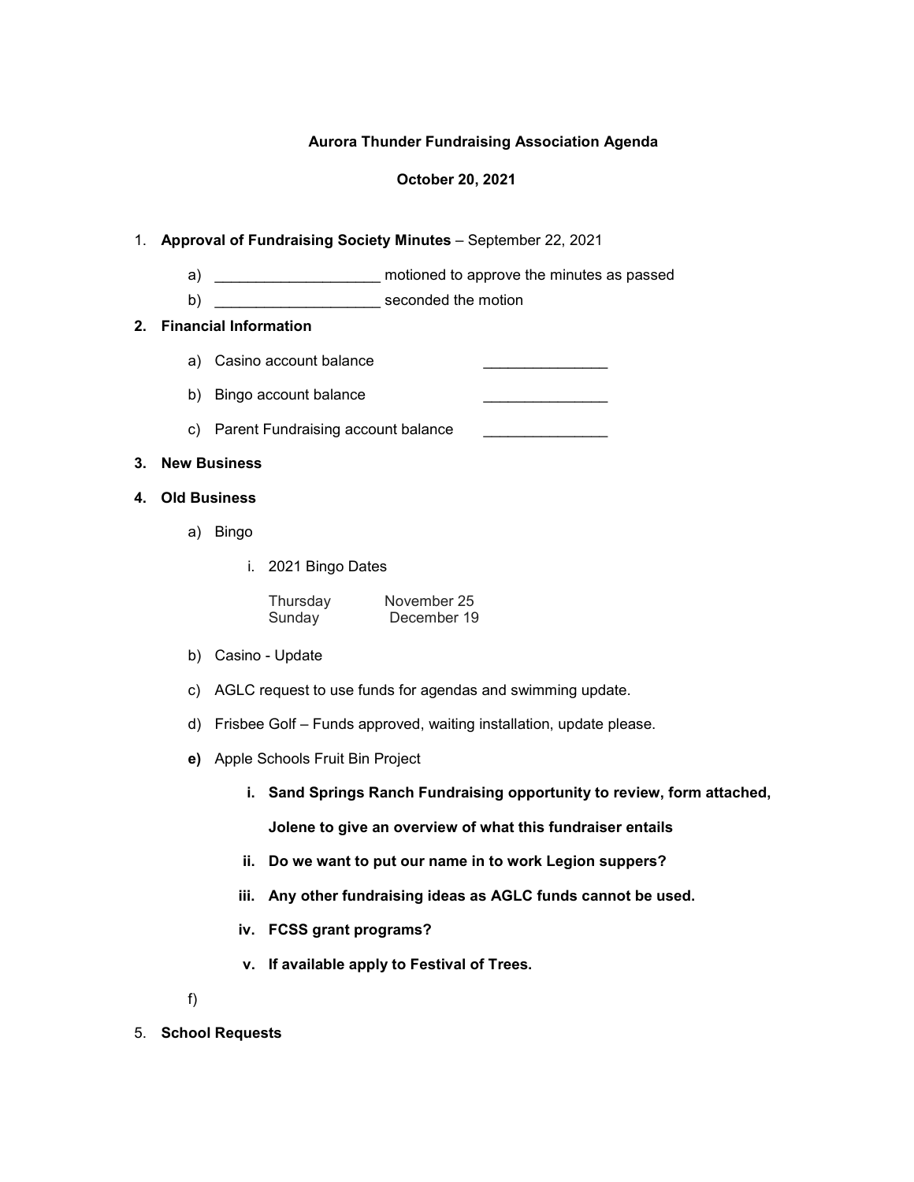**Aurora Thunder Fundraising Association Agenda**

**October 20, 2021**

1. **Approval of Fundraising Society Minutes** – September 22, 2021
   a) ____________________ motioned to approve the minutes as passed
   b) ____________________ seconded the motion

2. **Financial Information**
   a) Casino account balance _______________
   b) Bingo account balance _______________
   c) Parent Fundraising account balance _______________

3. **New Business**

4. **Old Business**
   a) Bingo
      i. 2021 Bingo Dates

| | |
|---|---|
| Thursday | November 25 |
| Sunday | December 19 |

   b) Casino - Update
   c) AGLC request to use funds for agendas and swimming update.
   d) Frisbee Golf – Funds approved, waiting installation, update please.
   **e)** Apple Schools Fruit Bin Project
      **i. Sand Springs Ranch Fundraising opportunity to review, form attached, Jolene to give an overview of what this fundraiser entails**
      **ii. Do we want to put our name in to work Legion suppers?**
      **iii. Any other fundraising ideas as AGLC funds cannot be used.**
      **iv. FCSS grant programs?**
      **v. If available apply to Festival of Trees.**
   f)

5. **School Requests**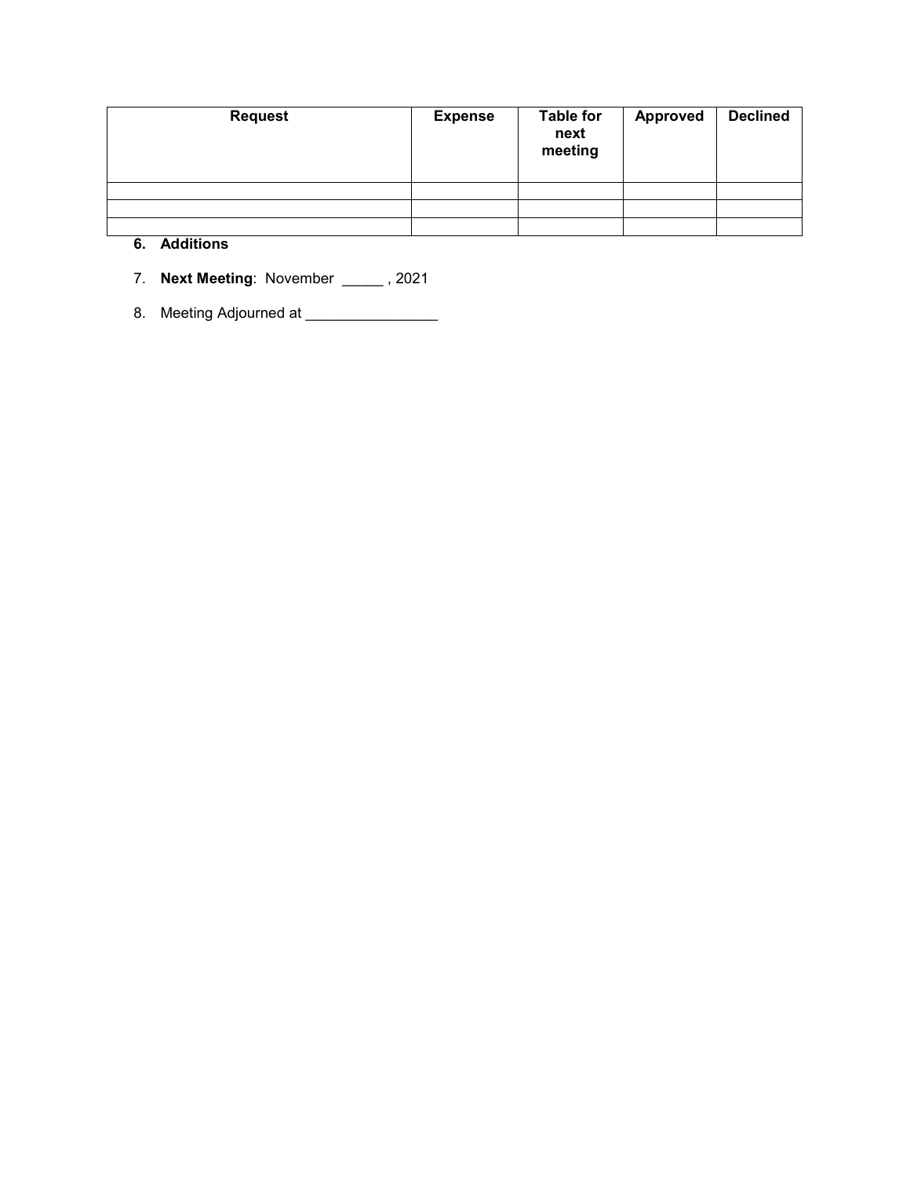| Request | Expense | Table for next meeting | Approved | Declined |
|---|---|---|---|---|
| | | | | |
| | | | | |
| | | | | |

6. **Additions**

7. **Next Meeting**: November _____ , 2021

8. Meeting Adjourned at ________________